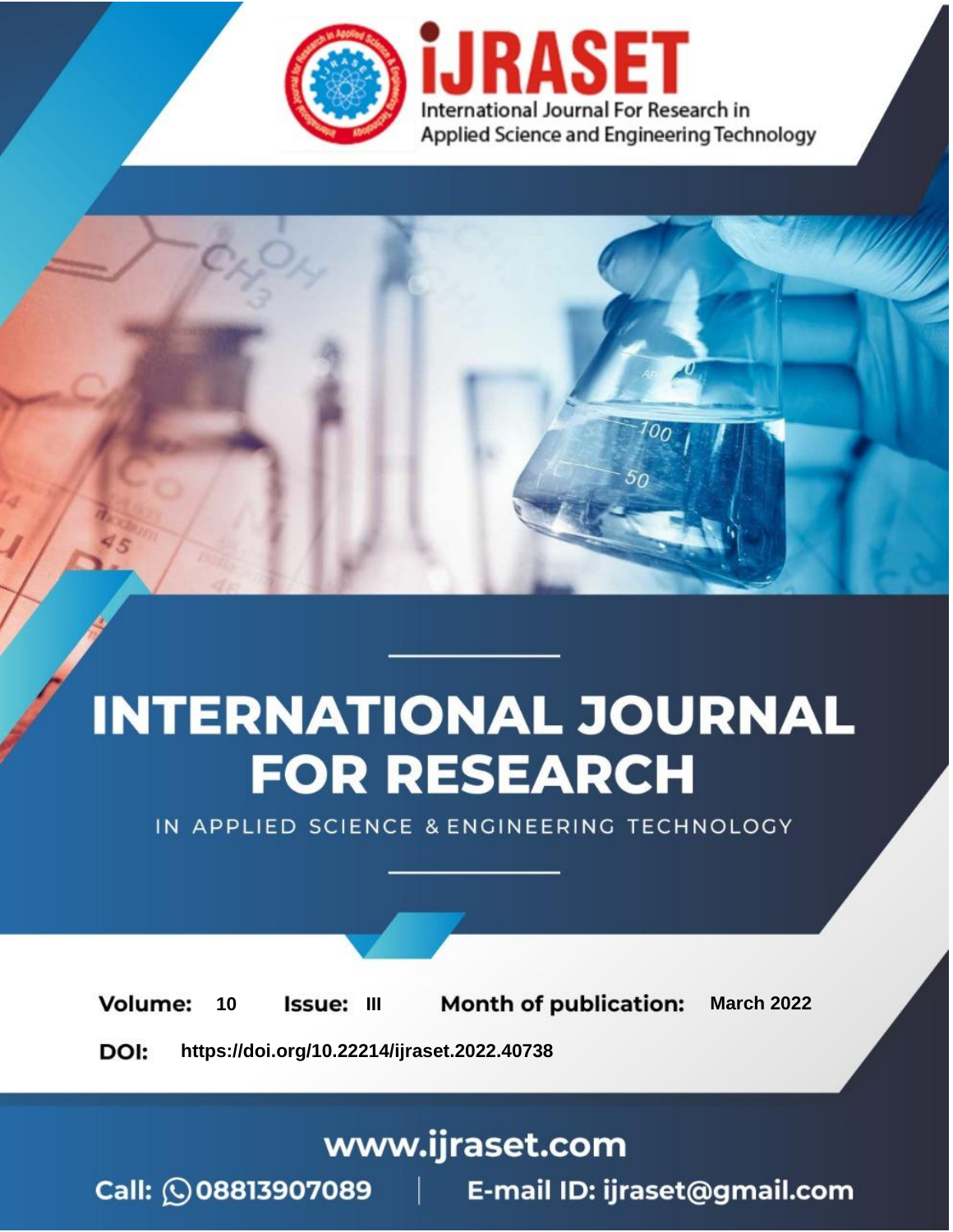# INTERNATIONAL JOURNAL FOR RESEARCH

IN APPLIED SCIENCE & ENGINEERING TECHNOLOGY

**Volume:** 10 **Issue:** III **Month of publication:** March 2022

**DOI:** https://doi.org/10.22214/ijraset.2022.40738

www.ijraset.com

Call: 08813907089 | E-mail ID: ijraset@gmail.com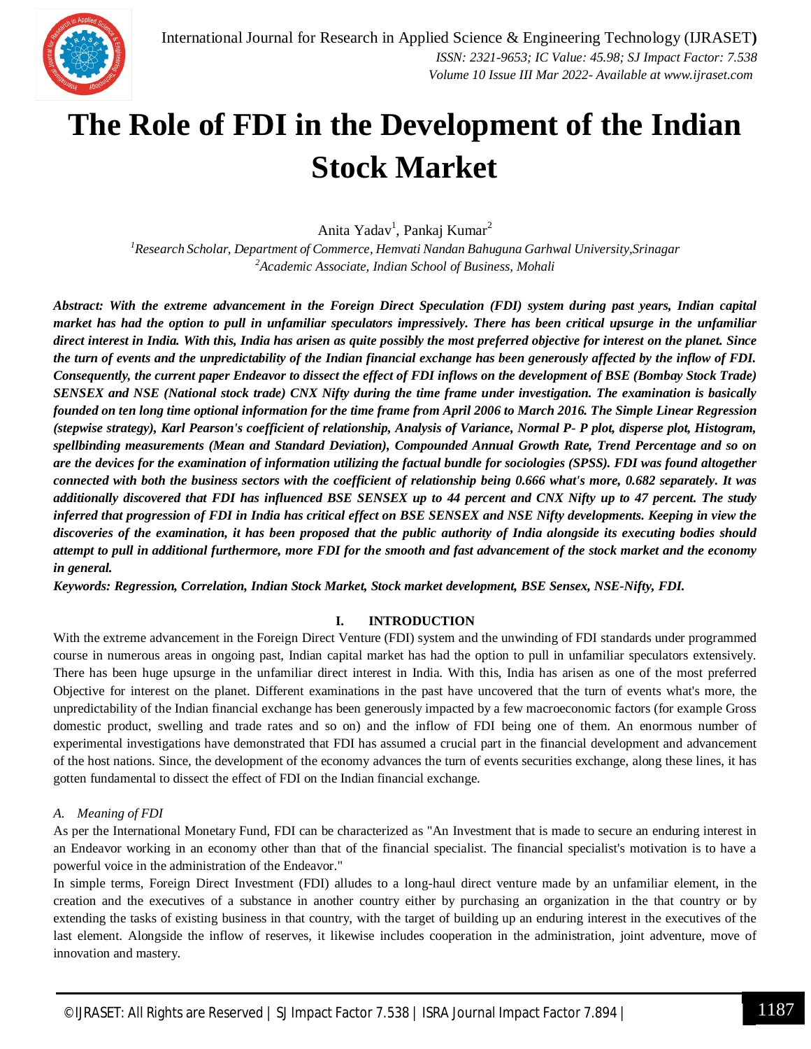# The Role of FDI in the Development of the Indian Stock Market

Anita Yadav[1], Pankaj Kumar[2]

[1]*Research Scholar, Department of Commerce, Hemvati Nandan Bahuguna Garhwal University,Srinagar*
[2]*Academic Associate, Indian School of Business, Mohali*

***Abstract: With the extreme advancement in the Foreign Direct Speculation (FDI) system during past years, Indian capital market has had the option to pull in unfamiliar speculators impressively. There has been critical upsurge in the unfamiliar direct interest in India. With this, India has arisen as quite possibly the most preferred objective for interest on the planet. Since the turn of events and the unpredictability of the Indian financial exchange has been generously affected by the inflow of FDI. Consequently, the current paper Endeavor to dissect the effect of FDI inflows on the development of BSE (Bombay Stock Trade) SENSEX and NSE (National stock trade) CNX Nifty during the time frame under investigation. The examination is basically founded on ten long time optional information for the time frame from April 2006 to March 2016. The Simple Linear Regression (stepwise strategy), Karl Pearson's coefficient of relationship, Analysis of Variance, Normal P- P plot, disperse plot, Histogram, spellbinding measurements (Mean and Standard Deviation), Compounded Annual Growth Rate, Trend Percentage and so on are the devices for the examination of information utilizing the factual bundle for sociologies (SPSS). FDI was found altogether connected with both the business sectors with the coefficient of relationship being 0.666 what's more, 0.682 separately. It was additionally discovered that FDI has influenced BSE SENSEX up to 44 percent and CNX Nifty up to 47 percent. The study inferred that progression of FDI in India has critical effect on BSE SENSEX and NSE Nifty developments. Keeping in view the discoveries of the examination, it has been proposed that the public authority of India alongside its executing bodies should attempt to pull in additional furthermore, more FDI for the smooth and fast advancement of the stock market and the economy in general.***

***Keywords: Regression, Correlation, Indian Stock Market, Stock market development, BSE Sensex, NSE-Nifty, FDI.***

## I. INTRODUCTION

With the extreme advancement in the Foreign Direct Venture (FDI) system and the unwinding of FDI standards under programmed course in numerous areas in ongoing past, Indian capital market has had the option to pull in unfamiliar speculators extensively. There has been huge upsurge in the unfamiliar direct interest in India. With this, India has arisen as one of the most preferred Objective for interest on the planet. Different examinations in the past have uncovered that the turn of events what's more, the unpredictability of the Indian financial exchange has been generously impacted by a few macroeconomic factors (for example Gross domestic product, swelling and trade rates and so on) and the inflow of FDI being one of them. An enormous number of experimental investigations have demonstrated that FDI has assumed a crucial part in the financial development and advancement of the host nations. Since, the development of the economy advances the turn of events securities exchange, along these lines, it has gotten fundamental to dissect the effect of FDI on the Indian financial exchange.

### *A. Meaning of FDI*

As per the International Monetary Fund, FDI can be characterized as "An Investment that is made to secure an enduring interest in an Endeavor working in an economy other than that of the financial specialist. The financial specialist's motivation is to have a powerful voice in the administration of the Endeavor."

In simple terms, Foreign Direct Investment (FDI) alludes to a long-haul direct venture made by an unfamiliar element, in the creation and the executives of a substance in another country either by purchasing an organization in the that country or by extending the tasks of existing business in that country, with the target of building up an enduring interest in the executives of the last element. Alongside the inflow of reserves, it likewise includes cooperation in the administration, joint adventure, move of innovation and mastery.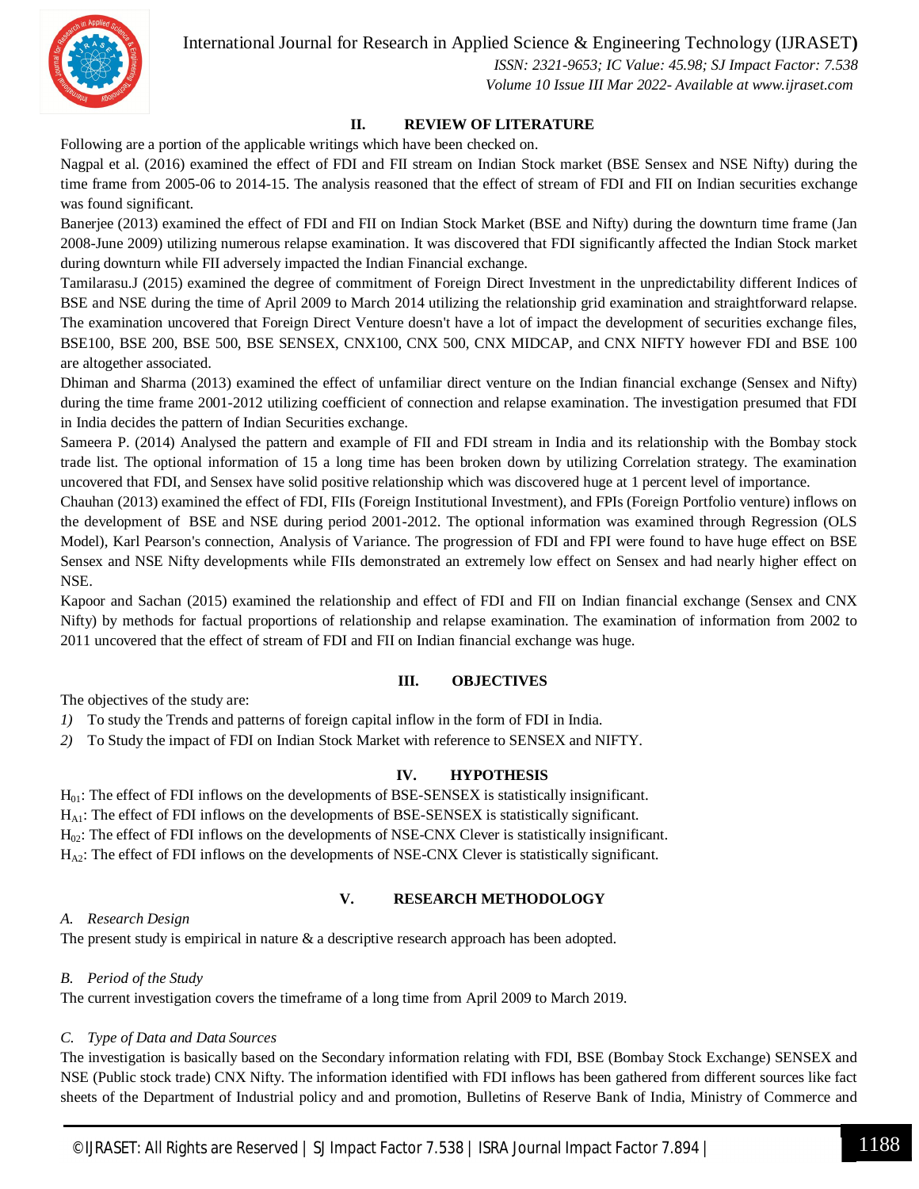## II. REVIEW OF LITERATURE

Following are a portion of the applicable writings which have been checked on.

Nagpal et al. (2016) examined the effect of FDI and FII stream on Indian Stock market (BSE Sensex and NSE Nifty) during the time frame from 2005-06 to 2014-15. The analysis reasoned that the effect of stream of FDI and FII on Indian securities exchange was found significant.

Banerjee (2013) examined the effect of FDI and FII on Indian Stock Market (BSE and Nifty) during the downturn time frame (Jan 2008-June 2009) utilizing numerous relapse examination. It was discovered that FDI significantly affected the Indian Stock market during downturn while FII adversely impacted the Indian Financial exchange.

Tamilarasu.J (2015) examined the degree of commitment of Foreign Direct Investment in the unpredictability different Indices of BSE and NSE during the time of April 2009 to March 2014 utilizing the relationship grid examination and straightforward relapse. The examination uncovered that Foreign Direct Venture doesn't have a lot of impact the development of securities exchange files, BSE100, BSE 200, BSE 500, BSE SENSEX, CNX100, CNX 500, CNX MIDCAP, and CNX NIFTY however FDI and BSE 100 are altogether associated.

Dhiman and Sharma (2013) examined the effect of unfamiliar direct venture on the Indian financial exchange (Sensex and Nifty) during the time frame 2001-2012 utilizing coefficient of connection and relapse examination. The investigation presumed that FDI in India decides the pattern of Indian Securities exchange.

Sameera P. (2014) Analysed the pattern and example of FII and FDI stream in India and its relationship with the Bombay stock trade list. The optional information of 15 a long time has been broken down by utilizing Correlation strategy. The examination uncovered that FDI, and Sensex have solid positive relationship which was discovered huge at 1 percent level of importance.

Chauhan (2013) examined the effect of FDI, FIIs (Foreign Institutional Investment), and FPIs (Foreign Portfolio venture) inflows on the development of BSE and NSE during period 2001-2012. The optional information was examined through Regression (OLS Model), Karl Pearson's connection, Analysis of Variance. The progression of FDI and FPI were found to have huge effect on BSE Sensex and NSE Nifty developments while FIIs demonstrated an extremely low effect on Sensex and had nearly higher effect on NSE.

Kapoor and Sachan (2015) examined the relationship and effect of FDI and FII on Indian financial exchange (Sensex and CNX Nifty) by methods for factual proportions of relationship and relapse examination. The examination of information from 2002 to 2011 uncovered that the effect of stream of FDI and FII on Indian financial exchange was huge.

## III. OBJECTIVES

The objectives of the study are:

1) To study the Trends and patterns of foreign capital inflow in the form of FDI in India.
2) To Study the impact of FDI on Indian Stock Market with reference to SENSEX and NIFTY.

## IV. HYPOTHESIS

$H_{01}$: The effect of FDI inflows on the developments of BSE-SENSEX is statistically insignificant.

$H_{A1}$: The effect of FDI inflows on the developments of BSE-SENSEX is statistically significant.

$H_{02}$: The effect of FDI inflows on the developments of NSE-CNX Clever is statistically insignificant.

$H_{A2}$: The effect of FDI inflows on the developments of NSE-CNX Clever is statistically significant.

## V. RESEARCH METHODOLOGY

### A. Research Design

The present study is empirical in nature & a descriptive research approach has been adopted.

### B. Period of the Study

The current investigation covers the timeframe of a long time from April 2009 to March 2019.

### C. Type of Data and Data Sources

The investigation is basically based on the Secondary information relating with FDI, BSE (Bombay Stock Exchange) SENSEX and NSE (Public stock trade) CNX Nifty. The information identified with FDI inflows has been gathered from different sources like fact sheets of the Department of Industrial policy and and promotion, Bulletins of Reserve Bank of India, Ministry of Commerce and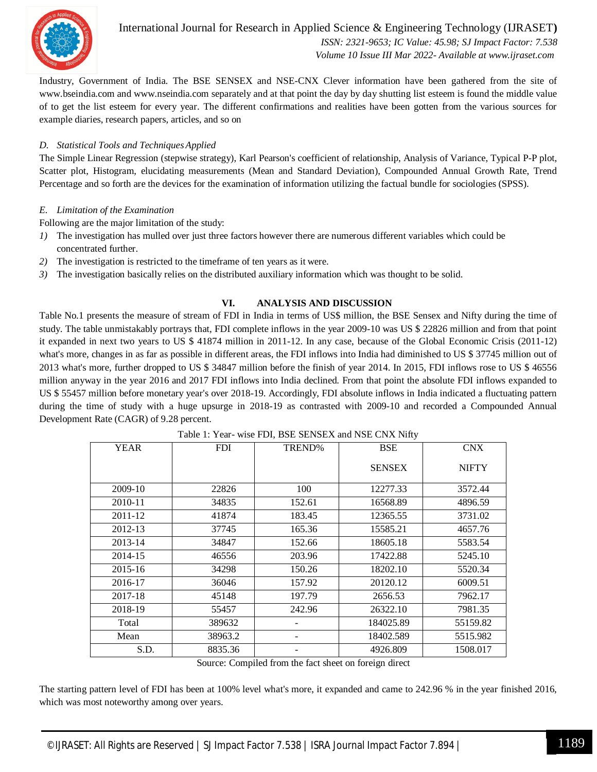Industry, Government of India. The BSE SENSEX and NSE-CNX Clever information have been gathered from the site of www.bseindia.com and www.nseindia.com separately and at that point the day by day shutting list esteem is found the middle value of to get the list esteem for every year. The different confirmations and realities have been gotten from the various sources for example diaries, research papers, articles, and so on

### D. *Statistical Tools and Techniques Applied*

The Simple Linear Regression (stepwise strategy), Karl Pearson's coefficient of relationship, Analysis of Variance, Typical P-P plot, Scatter plot, Histogram, elucidating measurements (Mean and Standard Deviation), Compounded Annual Growth Rate, Trend Percentage and so forth are the devices for the examination of information utilizing the factual bundle for sociologies (SPSS).

### E. *Limitation of the Examination*

Following are the major limitation of the study:

1) The investigation has mulled over just three factors however there are numerous different variables which could be concentrated further.
2) The investigation is restricted to the timeframe of ten years as it were.
3) The investigation basically relies on the distributed auxiliary information which was thought to be solid.

## VI. ANALYSIS AND DISCUSSION

Table No.1 presents the measure of stream of FDI in India in terms of US$ million, the BSE Sensex and Nifty during the time of study. The table unmistakably portrays that, FDI complete inflows in the year 2009-10 was US $ 22826 million and from that point it expanded in next two years to US $ 41874 million in 2011-12. In any case, because of the Global Economic Crisis (2011-12) what's more, changes in as far as possible in different areas, the FDI inflows into India had diminished to US $ 37745 million out of 2013 what's more, further dropped to US $ 34847 million before the finish of year 2014. In 2015, FDI inflows rose to US $ 46556 million anyway in the year 2016 and 2017 FDI inflows into India declined. From that point the absolute FDI inflows expanded to US $ 55457 million before monetary year's over 2018-19. Accordingly, FDI absolute inflows in India indicated a fluctuating pattern during the time of study with a huge upsurge in 2018-19 as contrasted with 2009-10 and recorded a Compounded Annual Development Rate (CAGR) of 9.28 percent.

Table 1: Year- wise FDI, BSE SENSEX and NSE CNX Nifty

| YEAR | FDI | TREND% | BSE SENSEX | CNX NIFTY |
|---|---|---|---|---|
| 2009-10 | 22826 | 100 | 12277.33 | 3572.44 |
| 2010-11 | 34835 | 152.61 | 16568.89 | 4896.59 |
| 2011-12 | 41874 | 183.45 | 12365.55 | 3731.02 |
| 2012-13 | 37745 | 165.36 | 15585.21 | 4657.76 |
| 2013-14 | 34847 | 152.66 | 18605.18 | 5583.54 |
| 2014-15 | 46556 | 203.96 | 17422.88 | 5245.10 |
| 2015-16 | 34298 | 150.26 | 18202.10 | 5520.34 |
| 2016-17 | 36046 | 157.92 | 20120.12 | 6009.51 |
| 2017-18 | 45148 | 197.79 | 2656.53 | 7962.17 |
| 2018-19 | 55457 | 242.96 | 26322.10 | 7981.35 |
| Total | 389632 | - | 184025.89 | 55159.82 |
| Mean | 38963.2 | - | 18402.589 | 5515.982 |
| S.D. | 8835.36 | - | 4926.809 | 1508.017 |

Source: Compiled from the fact sheet on foreign direct

The starting pattern level of FDI has been at 100% level what's more, it expanded and came to 242.96 % in the year finished 2016, which was most noteworthy among over years.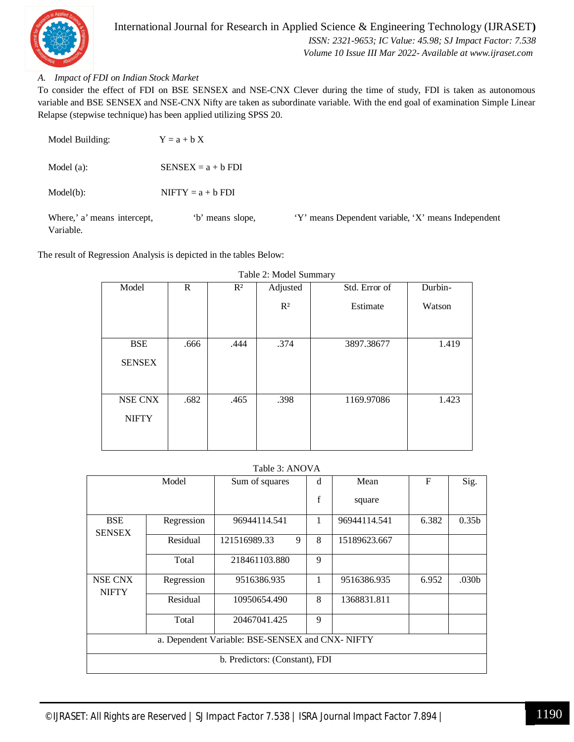### A. *Impact of FDI on Indian Stock Market*

To consider the effect of FDI on BSE SENSEX and NSE-CNX Clever during the time of study, FDI is taken as autonomous variable and BSE SENSEX and NSE-CNX Nifty are taken as subordinate variable. With the end goal of examination Simple Linear Relapse (stepwise technique) has been applied utilizing SPSS 20.

Model Building: $Y = a + b X$

Model (a): SENSEX = a + b FDI

Model(b): NIFTY = a + b FDI

Where,' a' means intercept, 'b' means slope, 'Y' means Dependent variable, 'X' means Independent Variable.

The result of Regression Analysis is depicted in the tables Below:

Table 2: Model Summary

| Model | R | $R^2$ | Adjusted $R^2$ | Std. Error of Estimate | Durbin-Watson |
|---|---|---|---|---|---|
| BSE SENSEX | .666 | .444 | .374 | 3897.38677 | 1.419 |
| NSE CNX NIFTY | .682 | .465 | .398 | 1169.97086 | 1.423 |

Table 3: ANOVA

| Model | | Sum of squares | df | Mean square | F | Sig. |
|---|---|---|---|---|---|---|
| BSE SENSEX | Regression | 96944114.541 | 1 | 96944114.541 | 6.382 | 0.35b |
| | Residual | 121516989.339 | 8 | 15189623.667 | | |
| | Total | 218461103.880 | 9 | | | |
| NSE CNX NIFTY | Regression | 9516386.935 | 1 | 9516386.935 | 6.952 | .030b |
| | Residual | 10950654.490 | 8 | 1368831.811 | | |
| | Total | 20467041.425 | 9 | | | |
| a. Dependent Variable: BSE-SENSEX and CNX- NIFTY | | | | | | |
| b. Predictors: (Constant), FDI | | | | | | |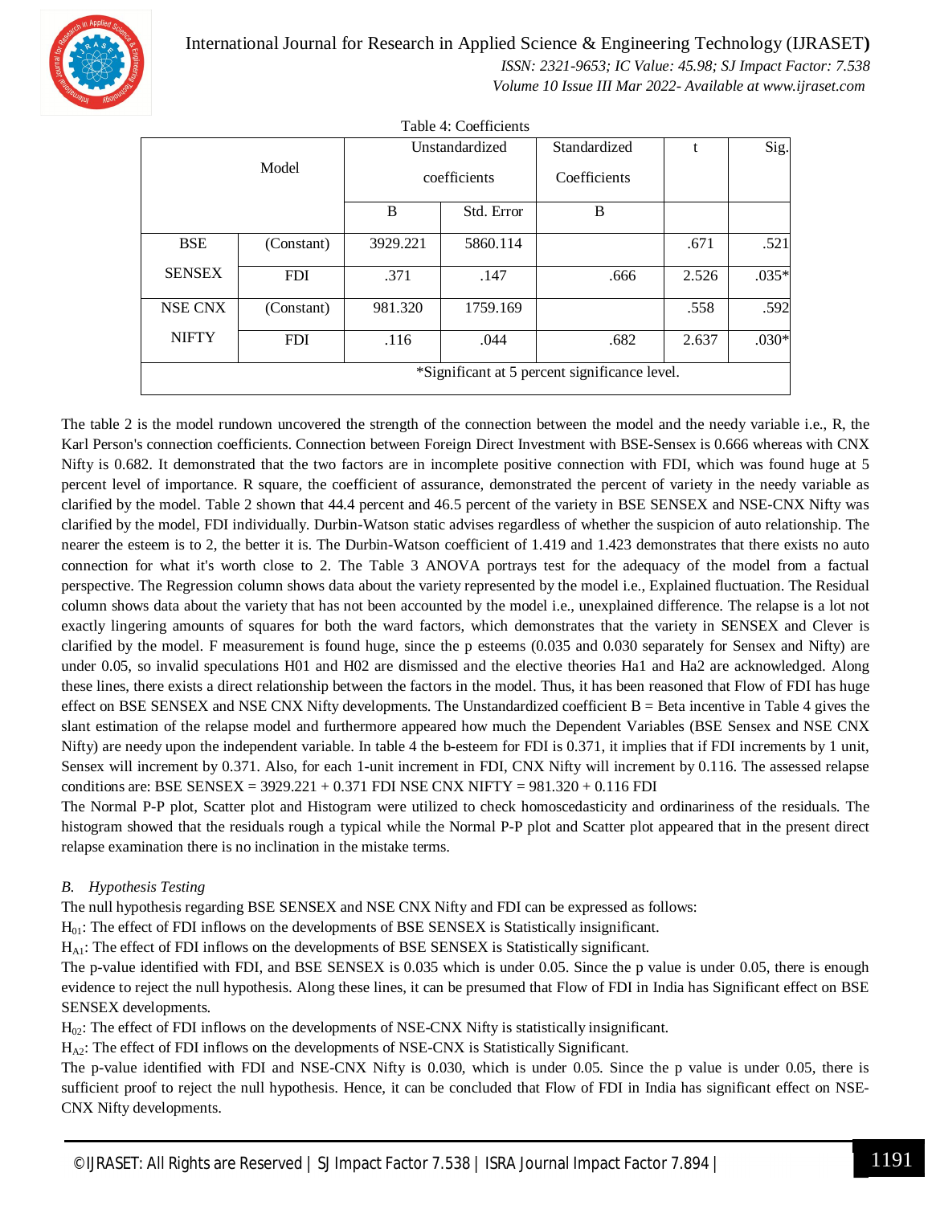Table 4: Coefficients

| Model | | Unstandardized coefficients | | Standardized Coefficients | t | Sig. |
|---|---|---|---|---|---|---|
| | | B | Std. Error | B | | |
| BSE SENSEX | (Constant) | 3929.221 | 5860.114 | | .671 | .521 |
| | FDI | .371 | .147 | .666 | 2.526 | .035* |
| NSE CNX NIFTY | (Constant) | 981.320 | 1759.169 | | .558 | .592 |
| | FDI | .116 | .044 | .682 | 2.637 | .030* |
| *Significant at 5 percent significance level. | | | | | | |

The table 2 is the model rundown uncovered the strength of the connection between the model and the needy variable i.e., R, the Karl Person's connection coefficients. Connection between Foreign Direct Investment with BSE-Sensex is 0.666 whereas with CNX Nifty is 0.682. It demonstrated that the two factors are in incomplete positive connection with FDI, which was found huge at 5 percent level of importance. R square, the coefficient of assurance, demonstrated the percent of variety in the needy variable as clarified by the model. Table 2 shown that 44.4 percent and 46.5 percent of the variety in BSE SENSEX and NSE-CNX Nifty was clarified by the model, FDI individually. Durbin-Watson static advises regardless of whether the suspicion of auto relationship. The nearer the esteem is to 2, the better it is. The Durbin-Watson coefficient of 1.419 and 1.423 demonstrates that there exists no auto connection for what it's worth close to 2. The Table 3 ANOVA portrays test for the adequacy of the model from a factual perspective. The Regression column shows data about the variety represented by the model i.e., Explained fluctuation. The Residual column shows data about the variety that has not been accounted by the model i.e., unexplained difference. The relapse is a lot not exactly lingering amounts of squares for both the ward factors, which demonstrates that the variety in SENSEX and Clever is clarified by the model. F measurement is found huge, since the p esteems (0.035 and 0.030 separately for Sensex and Nifty) are under 0.05, so invalid speculations H01 and H02 are dismissed and the elective theories Ha1 and Ha2 are acknowledged. Along these lines, there exists a direct relationship between the factors in the model. Thus, it has been reasoned that Flow of FDI has huge effect on BSE SENSEX and NSE CNX Nifty developments. The Unstandardized coefficient B = Beta incentive in Table 4 gives the slant estimation of the relapse model and furthermore appeared how much the Dependent Variables (BSE Sensex and NSE CNX Nifty) are needy upon the independent variable. In table 4 the b-esteem for FDI is 0.371, it implies that if FDI increments by 1 unit, Sensex will increment by 0.371. Also, for each 1-unit increment in FDI, CNX Nifty will increment by 0.116. The assessed relapse conditions are: BSE SENSEX = 3929.221 + 0.371 FDI NSE CNX NIFTY = 981.320 + 0.116 FDI

The Normal P-P plot, Scatter plot and Histogram were utilized to check homoscedasticity and ordinariness of the residuals. The histogram showed that the residuals rough a typical while the Normal P-P plot and Scatter plot appeared that in the present direct relapse examination there is no inclination in the mistake terms.

### *B. Hypothesis Testing*

The null hypothesis regarding BSE SENSEX and NSE CNX Nifty and FDI can be expressed as follows:

$H_{01}$: The effect of FDI inflows on the developments of BSE SENSEX is Statistically insignificant.

$H_{A1}$: The effect of FDI inflows on the developments of BSE SENSEX is Statistically significant.

The p-value identified with FDI, and BSE SENSEX is 0.035 which is under 0.05. Since the p value is under 0.05, there is enough evidence to reject the null hypothesis. Along these lines, it can be presumed that Flow of FDI in India has Significant effect on BSE SENSEX developments.

$H_{02}$: The effect of FDI inflows on the developments of NSE-CNX Nifty is statistically insignificant.

$H_{A2}$: The effect of FDI inflows on the developments of NSE-CNX is Statistically Significant.

The p-value identified with FDI and NSE-CNX Nifty is 0.030, which is under 0.05. Since the p value is under 0.05, there is sufficient proof to reject the null hypothesis. Hence, it can be concluded that Flow of FDI in India has significant effect on NSE-CNX Nifty developments.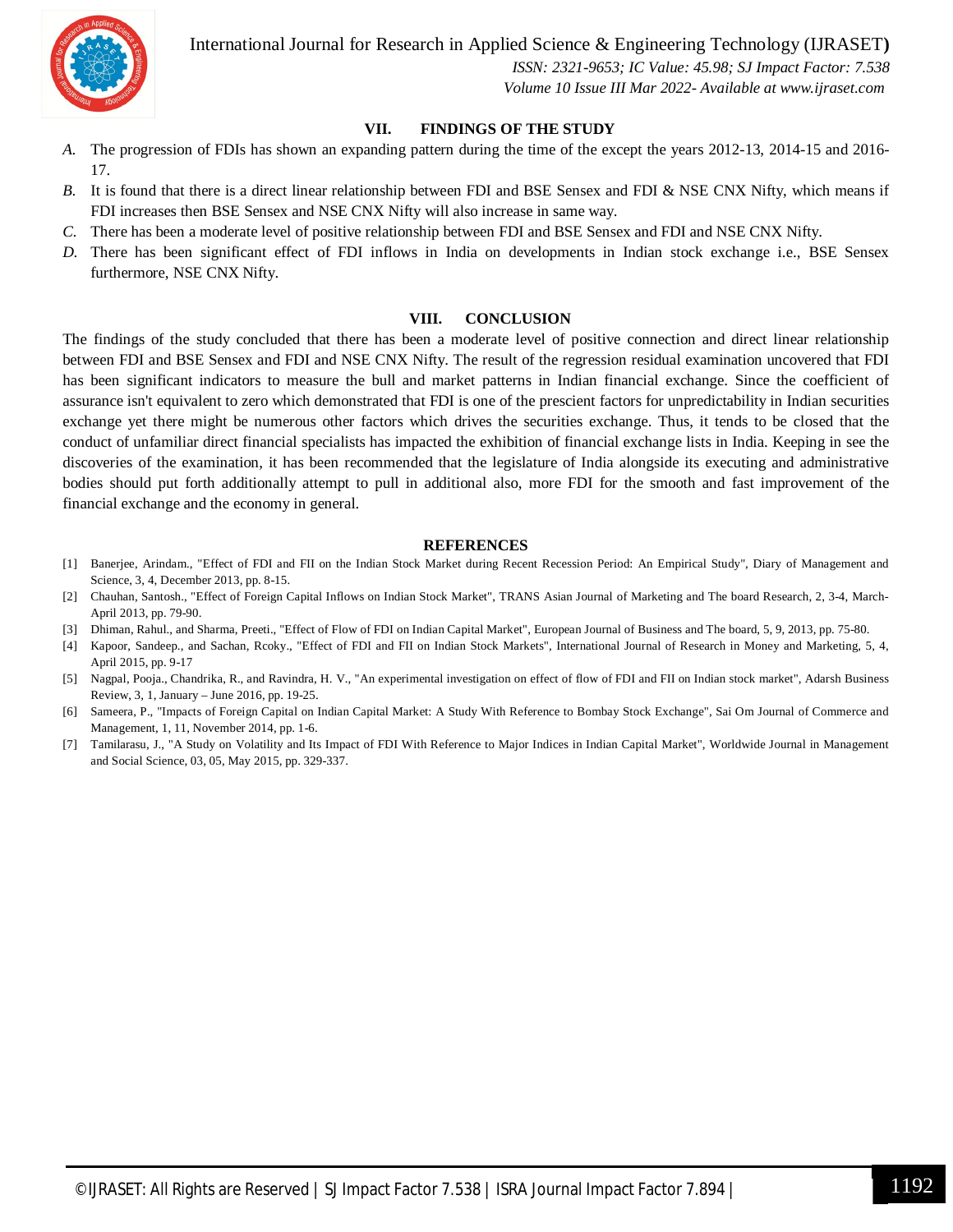## VII. FINDINGS OF THE STUDY

*A.* The progression of FDIs has shown an expanding pattern during the time of the except the years 2012-13, 2014-15 and 2016-17.

*B.* It is found that there is a direct linear relationship between FDI and BSE Sensex and FDI & NSE CNX Nifty, which means if FDI increases then BSE Sensex and NSE CNX Nifty will also increase in same way.

*C.* There has been a moderate level of positive relationship between FDI and BSE Sensex and FDI and NSE CNX Nifty.

*D.* There has been significant effect of FDI inflows in India on developments in Indian stock exchange i.e., BSE Sensex furthermore, NSE CNX Nifty.

## VIII. CONCLUSION

The findings of the study concluded that there has been a moderate level of positive connection and direct linear relationship between FDI and BSE Sensex and FDI and NSE CNX Nifty. The result of the regression residual examination uncovered that FDI has been significant indicators to measure the bull and market patterns in Indian financial exchange. Since the coefficient of assurance isn't equivalent to zero which demonstrated that FDI is one of the prescient factors for unpredictability in Indian securities exchange yet there might be numerous other factors which drives the securities exchange. Thus, it tends to be closed that the conduct of unfamiliar direct financial specialists has impacted the exhibition of financial exchange lists in India. Keeping in see the discoveries of the examination, it has been recommended that the legislature of India alongside its executing and administrative bodies should put forth additionally attempt to pull in additional also, more FDI for the smooth and fast improvement of the financial exchange and the economy in general.

## REFERENCES

[1] Banerjee, Arindam., "Effect of FDI and FII on the Indian Stock Market during Recent Recession Period: An Empirical Study", Diary of Management and Science, 3, 4, December 2013, pp. 8-15.

[2] Chauhan, Santosh., "Effect of Foreign Capital Inflows on Indian Stock Market", TRANS Asian Journal of Marketing and The board Research, 2, 3-4, March-April 2013, pp. 79-90.

[3] Dhiman, Rahul., and Sharma, Preeti., "Effect of Flow of FDI on Indian Capital Market", European Journal of Business and The board, 5, 9, 2013, pp. 75-80.

[4] Kapoor, Sandeep., and Sachan, Rcoky., "Effect of FDI and FII on Indian Stock Markets", International Journal of Research in Money and Marketing, 5, 4, April 2015, pp. 9-17

[5] Nagpal, Pooja., Chandrika, R., and Ravindra, H. V., "An experimental investigation on effect of flow of FDI and FII on Indian stock market", Adarsh Business Review, 3, 1, January – June 2016, pp. 19-25.

[6] Sameera, P., "Impacts of Foreign Capital on Indian Capital Market: A Study With Reference to Bombay Stock Exchange", Sai Om Journal of Commerce and Management, 1, 11, November 2014, pp. 1-6.

[7] Tamilarasu, J., "A Study on Volatility and Its Impact of FDI With Reference to Major Indices in Indian Capital Market", Worldwide Journal in Management and Social Science, 03, 05, May 2015, pp. 329-337.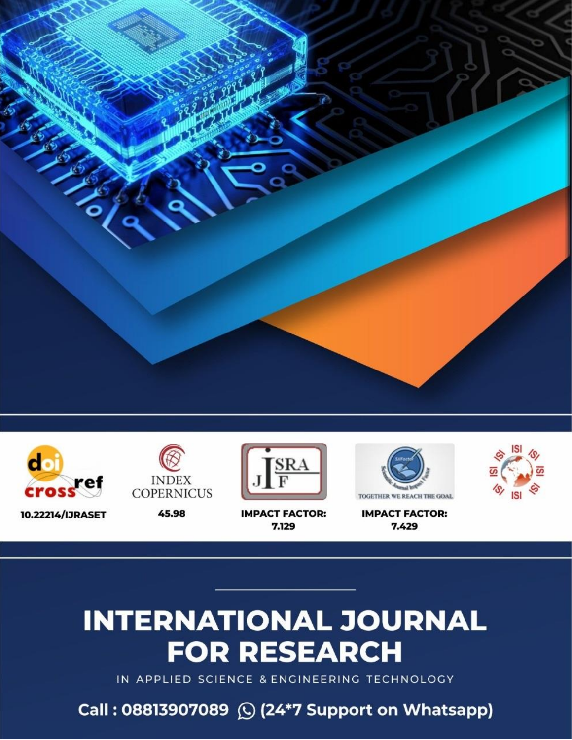10.22214/IJRASET

INDEX COPERNICUS

45.98

IMPACT FACTOR: 7.129

TOGETHER WE REACH THE GOAL

IMPACT FACTOR: 7.429

# INTERNATIONAL JOURNAL FOR RESEARCH

IN APPLIED SCIENCE & ENGINEERING TECHNOLOGY

Call : 08813907089 (24*7 Support on Whatsapp)